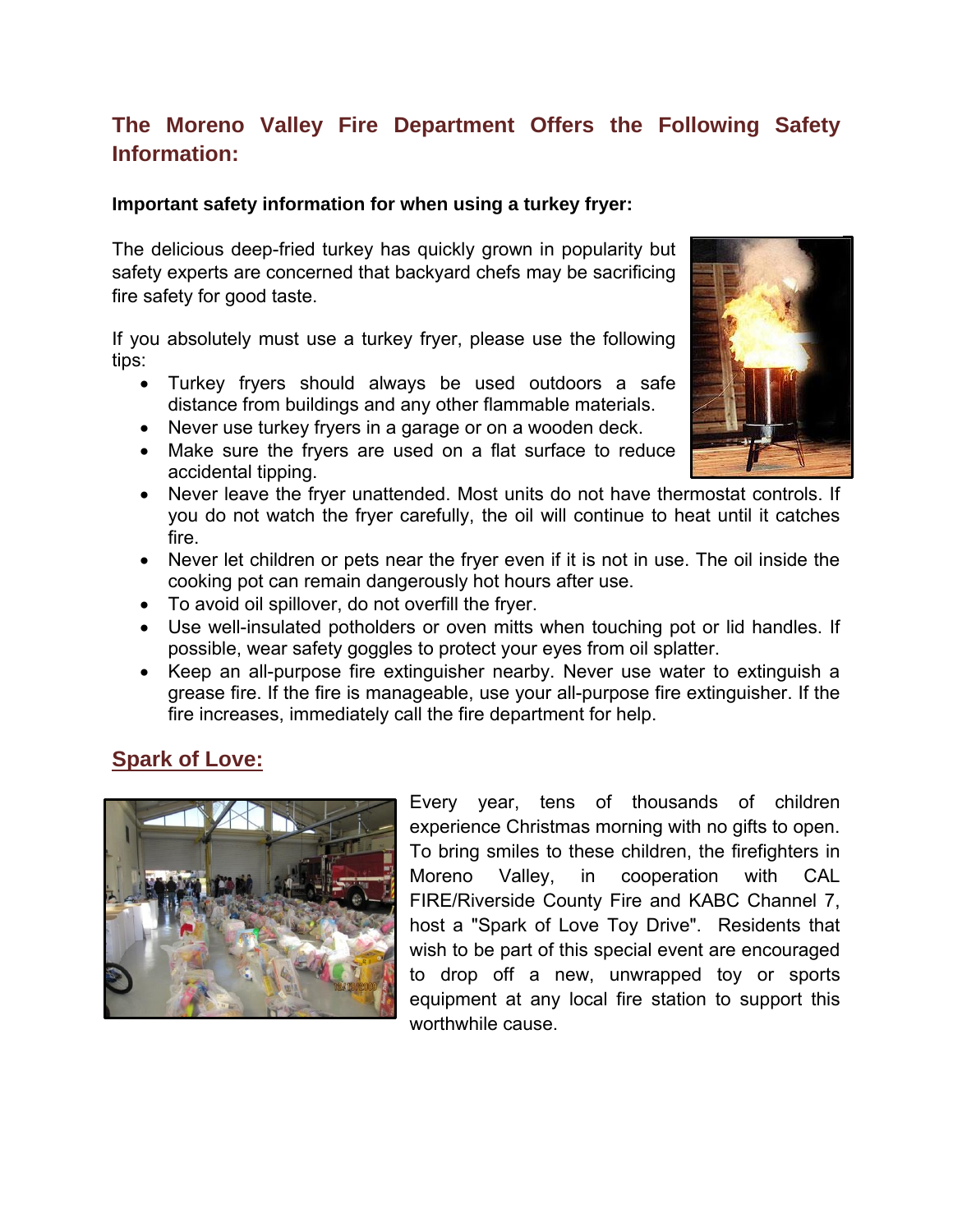## The Moreno Valley Fire Department Offers the Following Safety Information:

**Important safety information for when using a turkey fryer:**

The delicious deep-fried turkey has quickly grown in popularity but safety experts are concerned that backyard chefs may be sacrificing fire safety for good taste.

If you absolutely must use a turkey fryer, please use the following tips:

- Turkey fryers should always be used outdoors a safe distance from buildings and any other flammable materials.
- Never use turkey fryers in a garage or on a wooden deck.
- Make sure the fryers are used on a flat surface to reduce accidental tipping.
- Never leave the fryer unattended. Most units do not have thermostat controls. If you do not watch the fryer carefully, the oil will continue to heat until it catches fire.
- Never let children or pets near the fryer even if it is not in use. The oil inside the cooking pot can remain dangerously hot hours after use.
- To avoid oil spillover, do not overfill the fryer.
- Use well-insulated potholders or oven mitts when touching pot or lid handles. If possible, wear safety goggles to protect your eyes from oil splatter.
- Keep an all-purpose fire extinguisher nearby. Never use water to extinguish a grease fire. If the fire is manageable, use your all-purpose fire extinguisher. If the fire increases, immediately call the fire department for help.

## Spark of Love:

Every year, tens of thousands of children experience Christmas morning with no gifts to open. To bring smiles to these children, the firefighters in Moreno Valley, in cooperation with CAL FIRE/Riverside County Fire and KABC Channel 7, host a "Spark of Love Toy Drive". Residents that wish to be part of this special event are encouraged to drop off a new, unwrapped toy or sports equipment at any local fire station to support this worthwhile cause.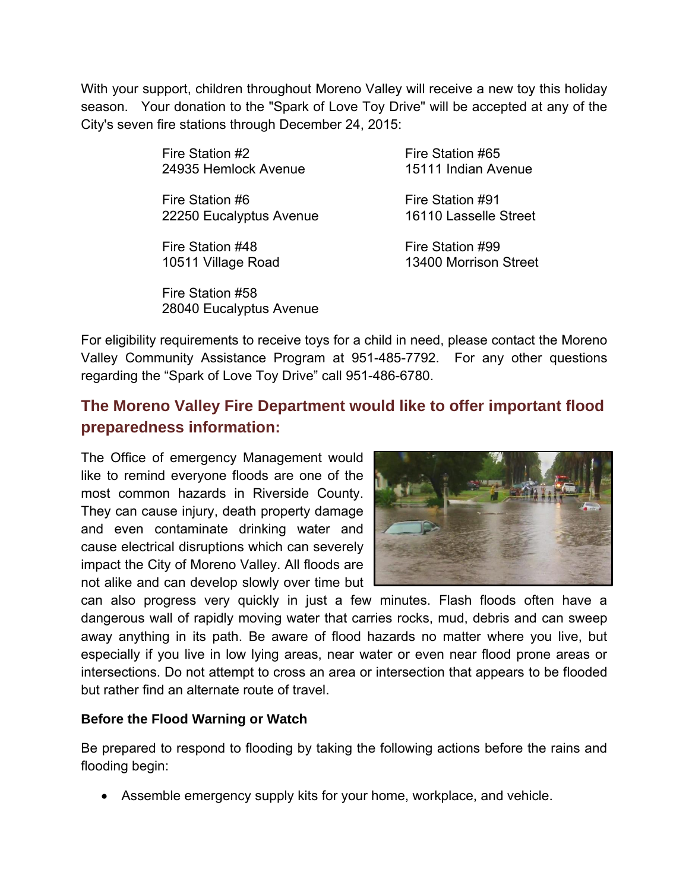With your support, children throughout Moreno Valley will receive a new toy this holiday season. Your donation to the "Spark of Love Toy Drive" will be accepted at any of the City's seven fire stations through December 24, 2015:

Fire Station #2
24935 Hemlock Avenue

Fire Station #6
22250 Eucalyptus Avenue

Fire Station #48
10511 Village Road

Fire Station #58
28040 Eucalyptus Avenue

Fire Station #65
15111 Indian Avenue

Fire Station #91
16110 Lasselle Street

Fire Station #99
13400 Morrison Street

For eligibility requirements to receive toys for a child in need, please contact the Moreno Valley Community Assistance Program at 951-485-7792. For any other questions regarding the “Spark of Love Toy Drive” call 951-486-6780.

## The Moreno Valley Fire Department would like to offer important flood preparedness information:

The Office of emergency Management would like to remind everyone floods are one of the most common hazards in Riverside County. They can cause injury, death property damage and even contaminate drinking water and cause electrical disruptions which can severely impact the City of Moreno Valley. All floods are not alike and can develop slowly over time but can also progress very quickly in just a few minutes. Flash floods often have a dangerous wall of rapidly moving water that carries rocks, mud, debris and can sweep away anything in its path. Be aware of flood hazards no matter where you live, but especially if you live in low lying areas, near water or even near flood prone areas or intersections. Do not attempt to cross an area or intersection that appears to be flooded but rather find an alternate route of travel.

**Before the Flood Warning or Watch**

Be prepared to respond to flooding by taking the following actions before the rains and flooding begin:

- Assemble emergency supply kits for your home, workplace, and vehicle.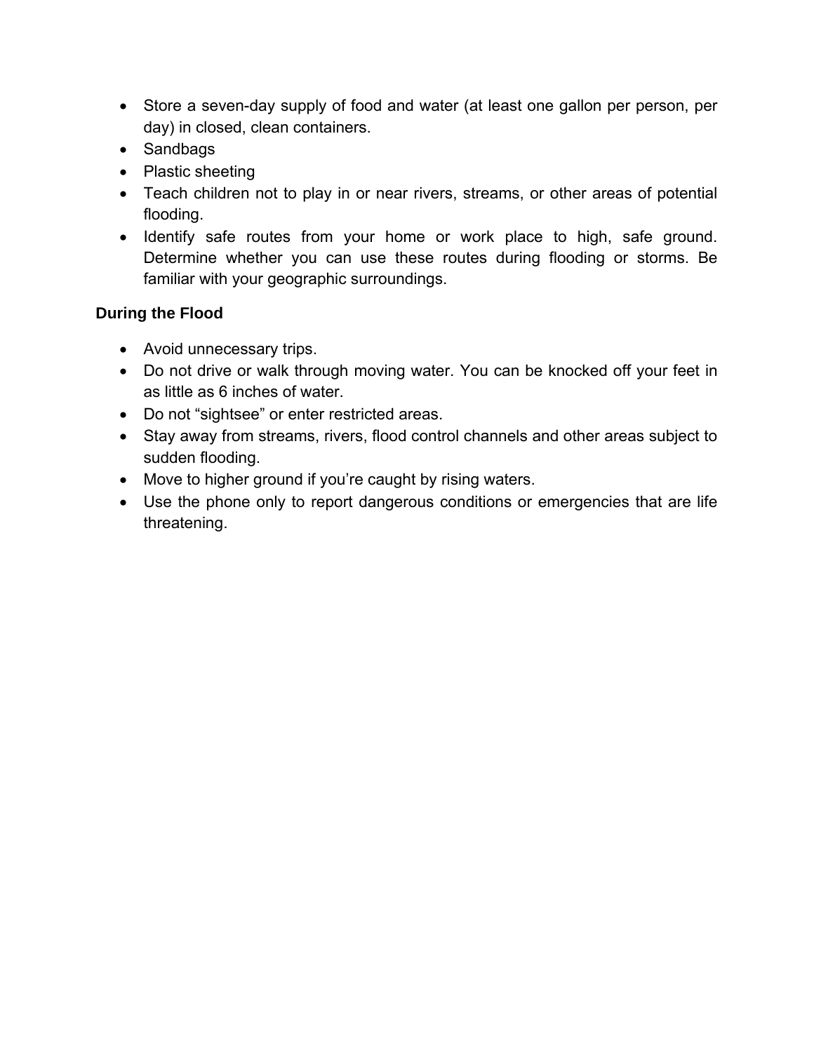- Store a seven-day supply of food and water (at least one gallon per person, per day) in closed, clean containers.
- Sandbags
- Plastic sheeting
- Teach children not to play in or near rivers, streams, or other areas of potential flooding.
- Identify safe routes from your home or work place to high, safe ground. Determine whether you can use these routes during flooding or storms. Be familiar with your geographic surroundings.

**During the Flood**

- Avoid unnecessary trips.
- Do not drive or walk through moving water. You can be knocked off your feet in as little as 6 inches of water.
- Do not "sightsee" or enter restricted areas.
- Stay away from streams, rivers, flood control channels and other areas subject to sudden flooding.
- Move to higher ground if you're caught by rising waters.
- Use the phone only to report dangerous conditions or emergencies that are life threatening.